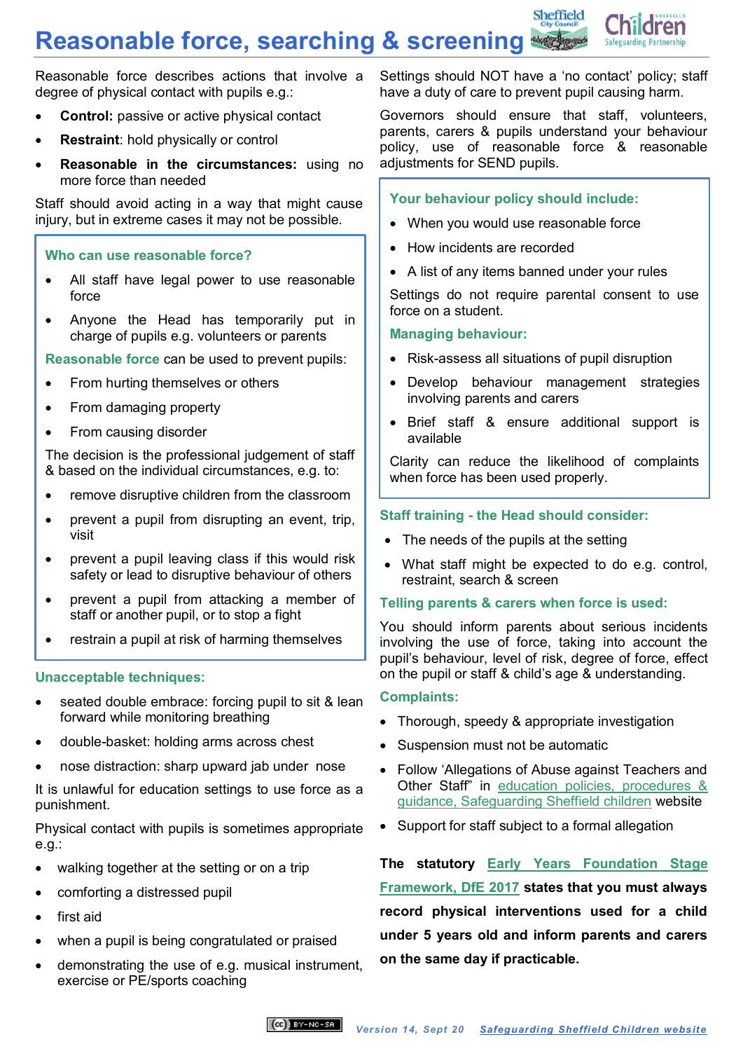# Reasonable force, searching & screening

Reasonable force describes actions that involve a degree of physical contact with pupils e.g.:

- **Control:** passive or active physical contact
- **Restraint**: hold physically or control
- **Reasonable in the circumstances:** using no more force than needed

Staff should avoid acting in a way that might cause injury, but in extreme cases it may not be possible.

### Who can use reasonable force?

- All staff have legal power to use reasonable force
- Anyone the Head has temporarily put in charge of pupils e.g. volunteers or parents

**Reasonable force** can be used to prevent pupils:

- From hurting themselves or others
- From damaging property
- From causing disorder

The decision is the professional judgement of staff & based on the individual circumstances, e.g. to:

- remove disruptive children from the classroom
- prevent a pupil from disrupting an event, trip, visit
- prevent a pupil leaving class if this would risk safety or lead to disruptive behaviour of others
- prevent a pupil from attacking a member of staff or another pupil, or to stop a fight
- restrain a pupil at risk of harming themselves

### Unacceptable techniques:

- seated double embrace: forcing pupil to sit & lean forward while monitoring breathing
- double-basket: holding arms across chest
- nose distraction: sharp upward jab under nose

It is unlawful for education settings to use force as a punishment.

Physical contact with pupils is sometimes appropriate e.g.:

- walking together at the setting or on a trip
- comforting a distressed pupil
- first aid
- when a pupil is being congratulated or praised
- demonstrating the use of e.g. musical instrument, exercise or PE/sports coaching

Settings should NOT have a 'no contact' policy; staff have a duty of care to prevent pupil causing harm.

Governors should ensure that staff, volunteers, parents, carers & pupils understand your behaviour policy, use of reasonable force & reasonable adjustments for SEND pupils.

### Your behaviour policy should include:

- When you would use reasonable force
- How incidents are recorded
- A list of any items banned under your rules

Settings do not require parental consent to use force on a student.

### Managing behaviour:

- Risk-assess all situations of pupil disruption
- Develop behaviour management strategies involving parents and carers
- Brief staff & ensure additional support is available

Clarity can reduce the likelihood of complaints when force has been used properly.

### Staff training - the Head should consider:

- The needs of the pupils at the setting
- What staff might be expected to do e.g. control, restraint, search & screen

### Telling parents & carers when force is used:

You should inform parents about serious incidents involving the use of force, taking into account the pupil's behaviour, level of risk, degree of force, effect on the pupil or staff & child's age & understanding.

### Complaints:

- Thorough, speedy & appropriate investigation
- Suspension must not be automatic
- Follow 'Allegations of Abuse against Teachers and Other Staff" in education policies, procedures & guidance, Safeguarding Sheffield children website
- Support for staff subject to a formal allegation

**The statutory Early Years Foundation Stage Framework, DfE 2017 states that you must always record physical interventions used for a child under 5 years old and inform parents and carers on the same day if practicable.**

*Version 14, Sept 20* Safeguarding Sheffield Children website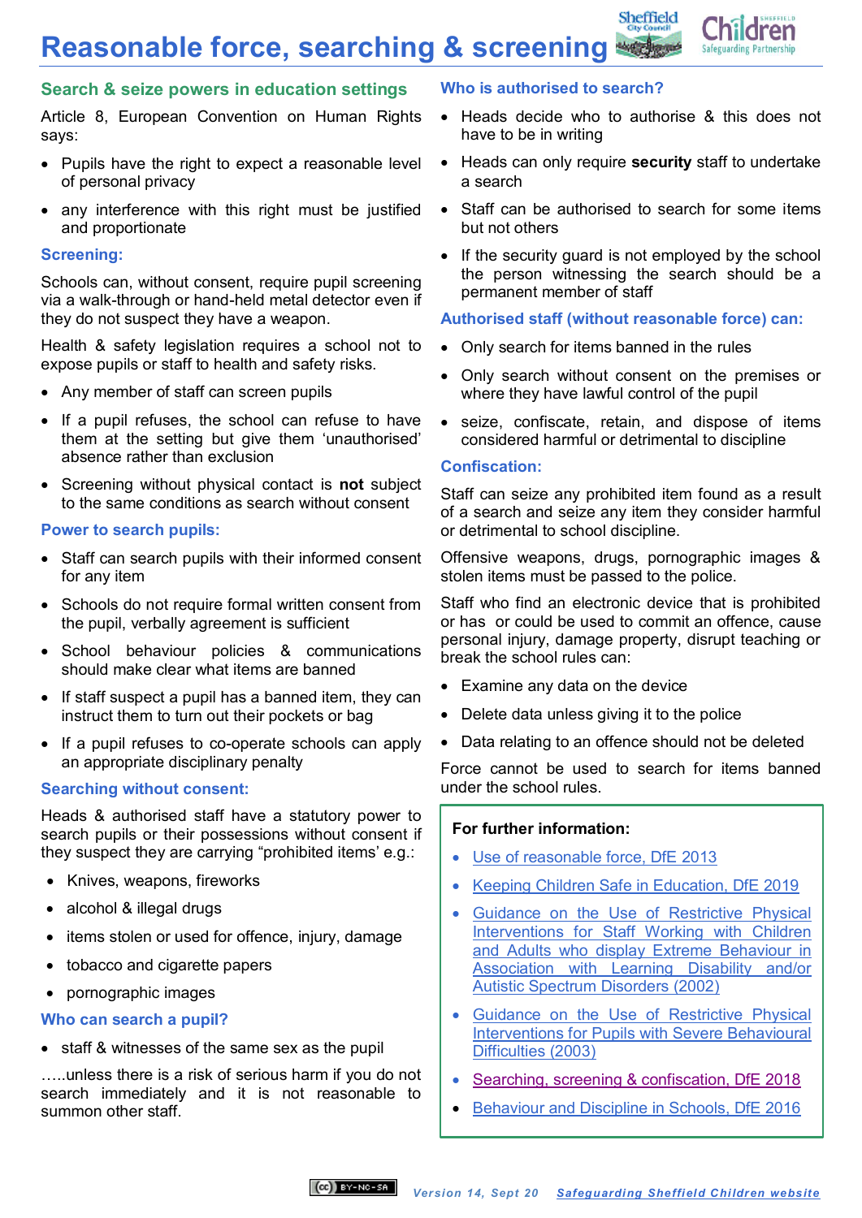# Reasonable force, searching & screening

## Search & seize powers in education settings

Article 8, European Convention on Human Rights says:

- Pupils have the right to expect a reasonable level of personal privacy
- any interference with this right must be justified and proportionate

### Screening:

Schools can, without consent, require pupil screening via a walk-through or hand-held metal detector even if they do not suspect they have a weapon.

Health & safety legislation requires a school not to expose pupils or staff to health and safety risks.

- Any member of staff can screen pupils
- If a pupil refuses, the school can refuse to have them at the setting but give them 'unauthorised' absence rather than exclusion
- Screening without physical contact is **not** subject to the same conditions as search without consent

### Power to search pupils:

- Staff can search pupils with their informed consent for any item
- Schools do not require formal written consent from the pupil, verbally agreement is sufficient
- School behaviour policies & communications should make clear what items are banned
- If staff suspect a pupil has a banned item, they can instruct them to turn out their pockets or bag
- If a pupil refuses to co-operate schools can apply an appropriate disciplinary penalty

### Searching without consent:

Heads & authorised staff have a statutory power to search pupils or their possessions without consent if they suspect they are carrying "prohibited items' e.g.:

- Knives, weapons, fireworks
- alcohol & illegal drugs
- items stolen or used for offence, injury, damage
- tobacco and cigarette papers
- pornographic images

### Who can search a pupil?

- staff & witnesses of the same sex as the pupil

…..unless there is a risk of serious harm if you do not search immediately and it is not reasonable to summon other staff.

### Who is authorised to search?

- Heads decide who to authorise & this does not have to be in writing
- Heads can only require **security** staff to undertake a search
- Staff can be authorised to search for some items but not others
- If the security guard is not employed by the school the person witnessing the search should be a permanent member of staff

### Authorised staff (without reasonable force) can:

- Only search for items banned in the rules
- Only search without consent on the premises or where they have lawful control of the pupil
- seize, confiscate, retain, and dispose of items considered harmful or detrimental to discipline

### Confiscation:

Staff can seize any prohibited item found as a result of a search and seize any item they consider harmful or detrimental to school discipline.

Offensive weapons, drugs, pornographic images & stolen items must be passed to the police.

Staff who find an electronic device that is prohibited or has or could be used to commit an offence, cause personal injury, damage property, disrupt teaching or break the school rules can:

- Examine any data on the device
- Delete data unless giving it to the police
- Data relating to an offence should not be deleted

Force cannot be used to search for items banned under the school rules.

**For further information:**

- Use of reasonable force, DfE 2013
- Keeping Children Safe in Education, DfE 2019
- Guidance on the Use of Restrictive Physical Interventions for Staff Working with Children and Adults who display Extreme Behaviour in Association with Learning Disability and/or Autistic Spectrum Disorders (2002)
- Guidance on the Use of Restrictive Physical Interventions for Pupils with Severe Behavioural Difficulties (2003)
- Searching, screening & confiscation, DfE 2018
- Behaviour and Discipline in Schools, DfE 2016

Version 14, Sept 20 Safeguarding Sheffield Children website